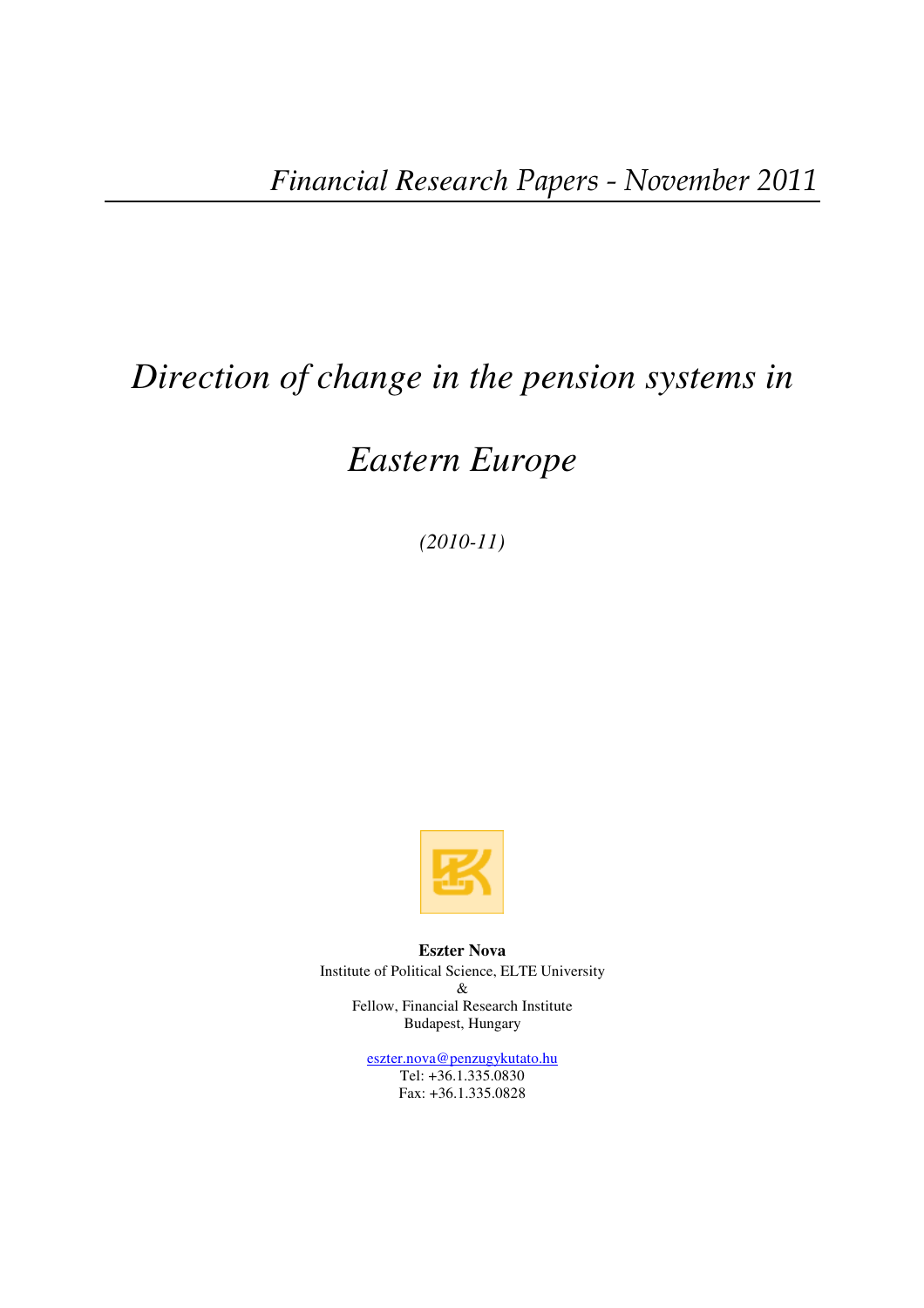*Financial Research Papers - November 2011*

# *Direction of change in the pension systems in Eastern Europe*

*(2010-11)*

**Eszter Nova**
Institute of Political Science, ELTE University
&
Fellow, Financial Research Institute
Budapest, Hungary

eszter.nova@penzugykutato.hu
Tel: +36.1.335.0830
Fax: +36.1.335.0828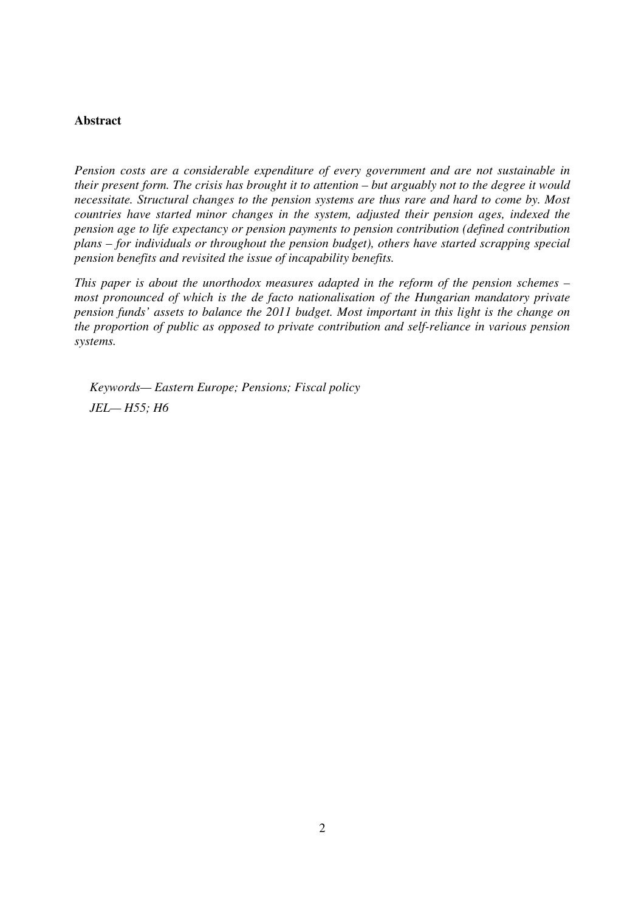**Abstract**

*Pension costs are a considerable expenditure of every government and are not sustainable in their present form. The crisis has brought it to attention – but arguably not to the degree it would necessitate. Structural changes to the pension systems are thus rare and hard to come by. Most countries have started minor changes in the system, adjusted their pension ages, indexed the pension age to life expectancy or pension payments to pension contribution (defined contribution plans – for individuals or throughout the pension budget), others have started scrapping special pension benefits and revisited the issue of incapability benefits.*

*This paper is about the unorthodox measures adapted in the reform of the pension schemes – most pronounced of which is the de facto nationalisation of the Hungarian mandatory private pension funds' assets to balance the 2011 budget. Most important in this light is the change on the proportion of public as opposed to private contribution and self-reliance in various pension systems.*

*Keywords— Eastern Europe; Pensions; Fiscal policy*

*JEL— H55; H6*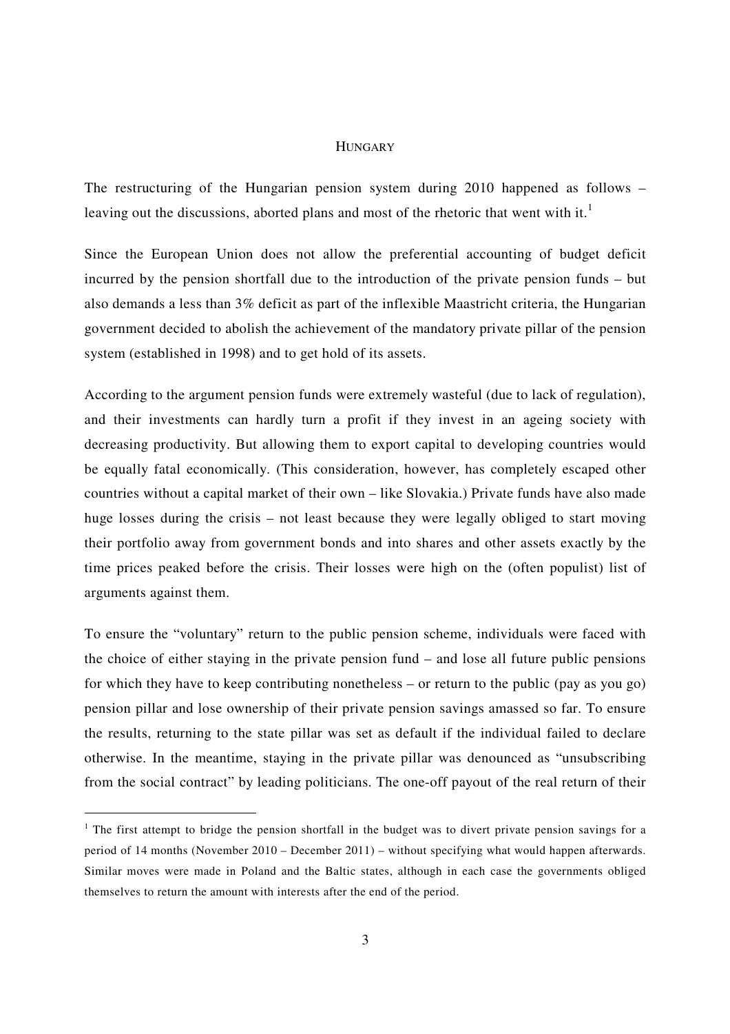## HUNGARY

The restructuring of the Hungarian pension system during 2010 happened as follows – leaving out the discussions, aborted plans and most of the rhetoric that went with it.[1]

Since the European Union does not allow the preferential accounting of budget deficit incurred by the pension shortfall due to the introduction of the private pension funds – but also demands a less than 3% deficit as part of the inflexible Maastricht criteria, the Hungarian government decided to abolish the achievement of the mandatory private pillar of the pension system (established in 1998) and to get hold of its assets.

According to the argument pension funds were extremely wasteful (due to lack of regulation), and their investments can hardly turn a profit if they invest in an ageing society with decreasing productivity. But allowing them to export capital to developing countries would be equally fatal economically. (This consideration, however, has completely escaped other countries without a capital market of their own – like Slovakia.) Private funds have also made huge losses during the crisis – not least because they were legally obliged to start moving their portfolio away from government bonds and into shares and other assets exactly by the time prices peaked before the crisis. Their losses were high on the (often populist) list of arguments against them.

To ensure the "voluntary" return to the public pension scheme, individuals were faced with the choice of either staying in the private pension fund – and lose all future public pensions for which they have to keep contributing nonetheless – or return to the public (pay as you go) pension pillar and lose ownership of their private pension savings amassed so far. To ensure the results, returning to the state pillar was set as default if the individual failed to declare otherwise. In the meantime, staying in the private pillar was denounced as "unsubscribing from the social contract" by leading politicians. The one-off payout of the real return of their

---

[1] The first attempt to bridge the pension shortfall in the budget was to divert private pension savings for a period of 14 months (November 2010 – December 2011) – without specifying what would happen afterwards. Similar moves were made in Poland and the Baltic states, although in each case the governments obliged themselves to return the amount with interests after the end of the period.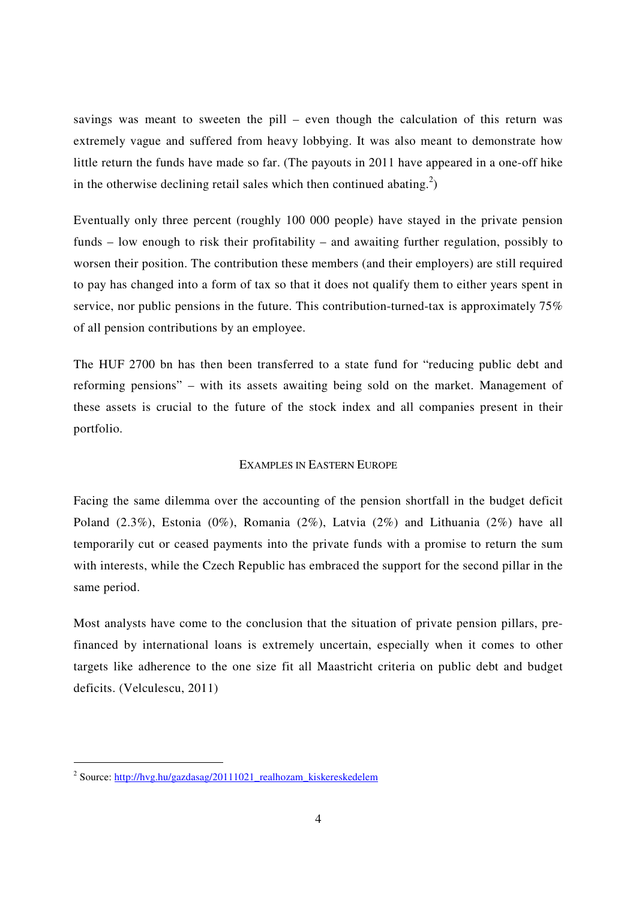savings was meant to sweeten the pill – even though the calculation of this return was extremely vague and suffered from heavy lobbying. It was also meant to demonstrate how little return the funds have made so far. (The payouts in 2011 have appeared in a one-off hike in the otherwise declining retail sales which then continued abating.[2])

Eventually only three percent (roughly 100 000 people) have stayed in the private pension funds – low enough to risk their profitability – and awaiting further regulation, possibly to worsen their position. The contribution these members (and their employers) are still required to pay has changed into a form of tax so that it does not qualify them to either years spent in service, nor public pensions in the future. This contribution-turned-tax is approximately 75% of all pension contributions by an employee.

The HUF 2700 bn has then been transferred to a state fund for "reducing public debt and reforming pensions" – with its assets awaiting being sold on the market. Management of these assets is crucial to the future of the stock index and all companies present in their portfolio.

## Examples in Eastern Europe

Facing the same dilemma over the accounting of the pension shortfall in the budget deficit Poland (2.3%), Estonia (0%), Romania (2%), Latvia (2%) and Lithuania (2%) have all temporarily cut or ceased payments into the private funds with a promise to return the sum with interests, while the Czech Republic has embraced the support for the second pillar in the same period.

Most analysts have come to the conclusion that the situation of private pension pillars, pre-financed by international loans is extremely uncertain, especially when it comes to other targets like adherence to the one size fit all Maastricht criteria on public debt and budget deficits. (Velculescu, 2011)

---

[2] Source: http://hvg.hu/gazdasag/20111021_realhozam_kiskereskedelem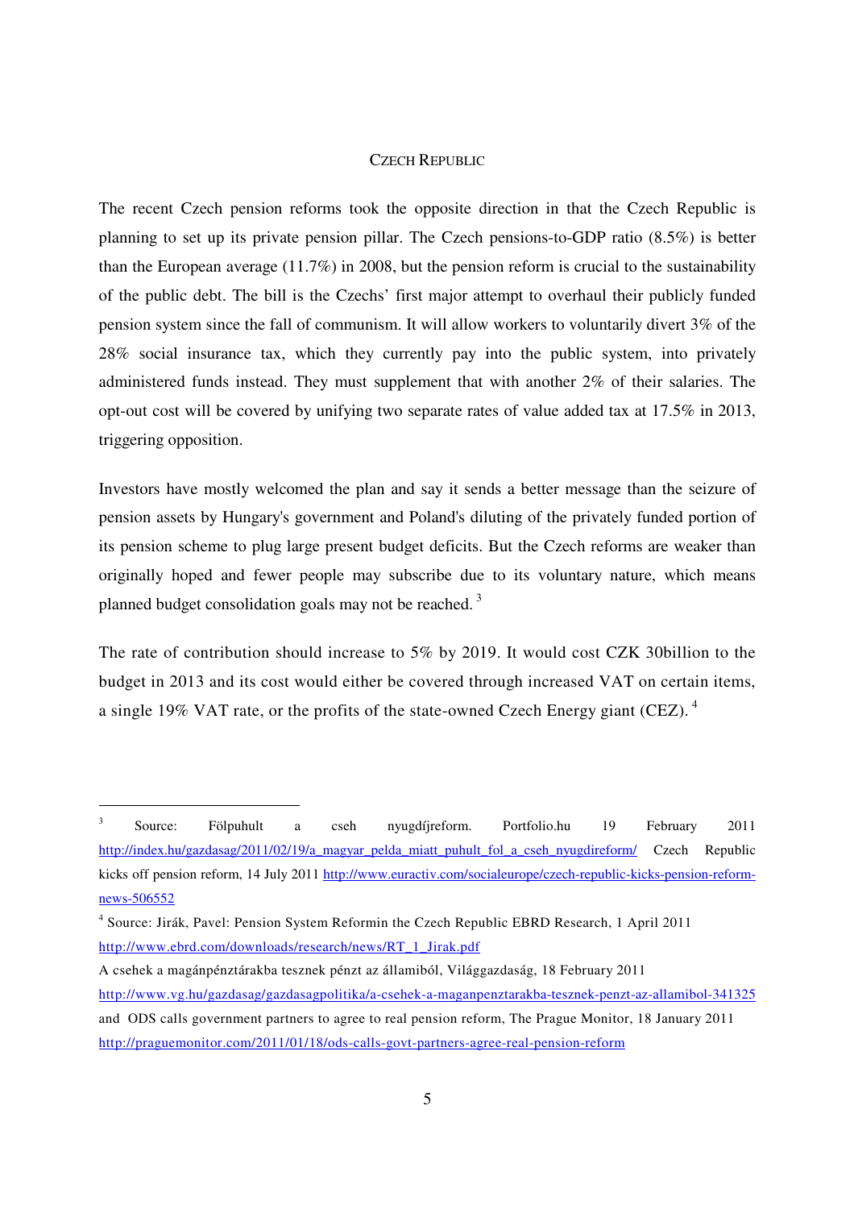## CZECH REPUBLIC

The recent Czech pension reforms took the opposite direction in that the Czech Republic is planning to set up its private pension pillar. The Czech pensions-to-GDP ratio (8.5%) is better than the European average (11.7%) in 2008, but the pension reform is crucial to the sustainability of the public debt. The bill is the Czechs' first major attempt to overhaul their publicly funded pension system since the fall of communism. It will allow workers to voluntarily divert 3% of the 28% social insurance tax, which they currently pay into the public system, into privately administered funds instead. They must supplement that with another 2% of their salaries. The opt-out cost will be covered by unifying two separate rates of value added tax at 17.5% in 2013, triggering opposition.

Investors have mostly welcomed the plan and say it sends a better message than the seizure of pension assets by Hungary's government and Poland's diluting of the privately funded portion of its pension scheme to plug large present budget deficits. But the Czech reforms are weaker than originally hoped and fewer people may subscribe due to its voluntary nature, which means planned budget consolidation goals may not be reached. [3]

The rate of contribution should increase to 5% by 2019. It would cost CZK 30billion to the budget in 2013 and its cost would either be covered through increased VAT on certain items, a single 19% VAT rate, or the profits of the state-owned Czech Energy giant (CEZ). [4]

---

[3] Source: Fölpuhult a cseh nyugdíjreform. Portfolio.hu 19 February 2011 http://index.hu/gazdasag/2011/02/19/a_magyar_pelda_miatt_puhult_fol_a_cseh_nyugdireform/ Czech Republic kicks off pension reform, 14 July 2011 http://www.euractiv.com/socialeurope/czech-republic-kicks-pension-reform-news-506552

[4] Source: Jirák, Pavel: Pension System Reformin the Czech Republic EBRD Research, 1 April 2011 http://www.ebrd.com/downloads/research/news/RT_1_Jirak.pdf

A csehek a magánpénztárakba tesznek pénzt az államiból, Világgazdaság, 18 February 2011 http://www.vg.hu/gazdasag/gazdasagpolitika/a-csehek-a-maganpenztarakba-tesznek-penzt-az-allamibol-341325 and ODS calls government partners to agree to real pension reform, The Prague Monitor, 18 January 2011 http://praguemonitor.com/2011/01/18/ods-calls-govt-partners-agree-real-pension-reform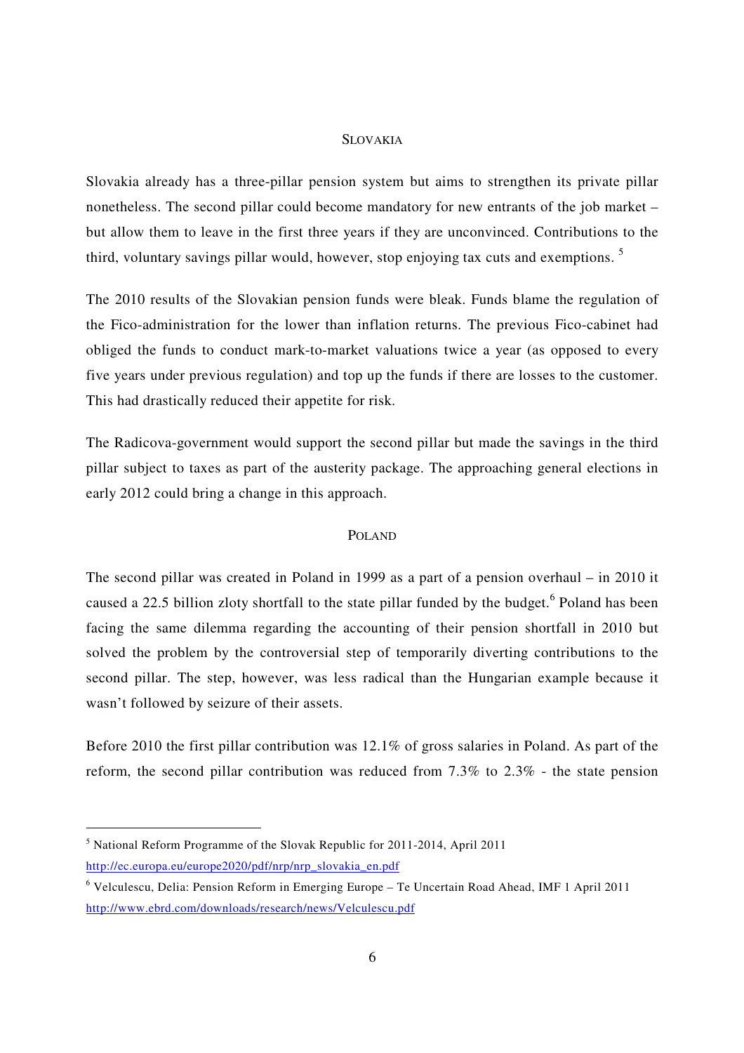## Slovakia

Slovakia already has a three-pillar pension system but aims to strengthen its private pillar nonetheless. The second pillar could become mandatory for new entrants of the job market – but allow them to leave in the first three years if they are unconvinced. Contributions to the third, voluntary savings pillar would, however, stop enjoying tax cuts and exemptions. [5]

The 2010 results of the Slovakian pension funds were bleak. Funds blame the regulation of the Fico-administration for the lower than inflation returns. The previous Fico-cabinet had obliged the funds to conduct mark-to-market valuations twice a year (as opposed to every five years under previous regulation) and top up the funds if there are losses to the customer. This had drastically reduced their appetite for risk.

The Radicova-government would support the second pillar but made the savings in the third pillar subject to taxes as part of the austerity package. The approaching general elections in early 2012 could bring a change in this approach.

## Poland

The second pillar was created in Poland in 1999 as a part of a pension overhaul – in 2010 it caused a 22.5 billion zloty shortfall to the state pillar funded by the budget.[6] Poland has been facing the same dilemma regarding the accounting of their pension shortfall in 2010 but solved the problem by the controversial step of temporarily diverting contributions to the second pillar. The step, however, was less radical than the Hungarian example because it wasn't followed by seizure of their assets.

Before 2010 the first pillar contribution was 12.1% of gross salaries in Poland. As part of the reform, the second pillar contribution was reduced from 7.3% to 2.3% - the state pension

---

[5] National Reform Programme of the Slovak Republic for 2011-2014, April 2011 http://ec.europa.eu/europe2020/pdf/nrp/nrp_slovakia_en.pdf

[6] Velculescu, Delia: Pension Reform in Emerging Europe – Te Uncertain Road Ahead, IMF 1 April 2011 http://www.ebrd.com/downloads/research/news/Velculescu.pdf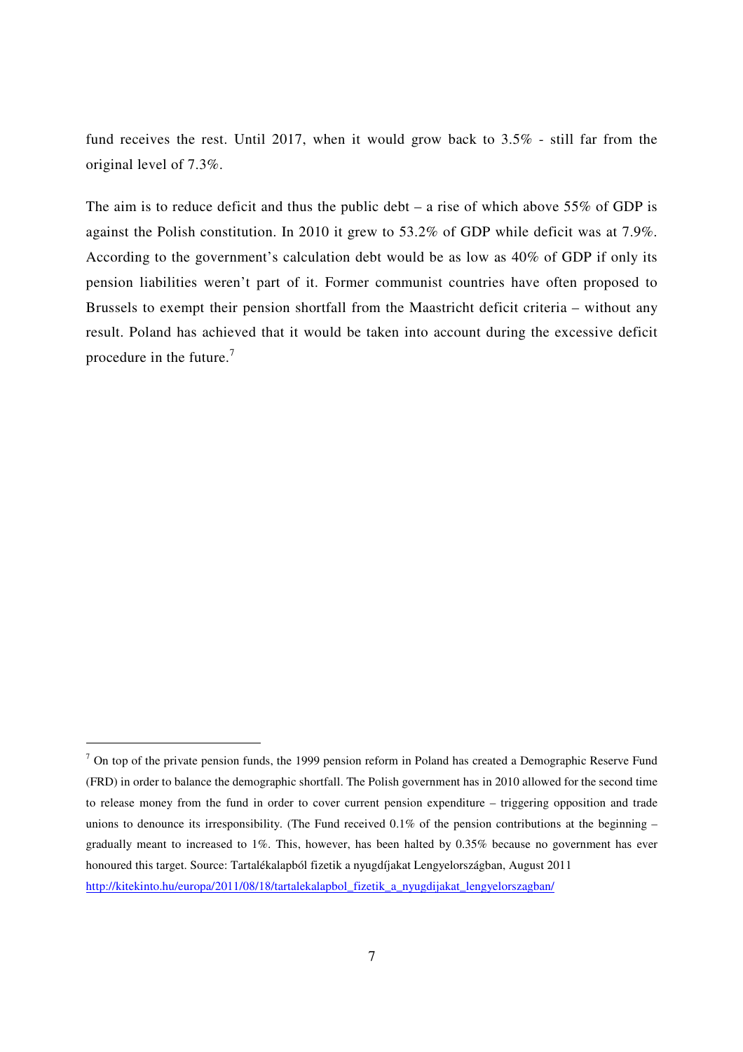fund receives the rest. Until 2017, when it would grow back to 3.5% - still far from the original level of 7.3%.

The aim is to reduce deficit and thus the public debt – a rise of which above 55% of GDP is against the Polish constitution. In 2010 it grew to 53.2% of GDP while deficit was at 7.9%. According to the government's calculation debt would be as low as 40% of GDP if only its pension liabilities weren't part of it. Former communist countries have often proposed to Brussels to exempt their pension shortfall from the Maastricht deficit criteria – without any result. Poland has achieved that it would be taken into account during the excessive deficit procedure in the future.[7]

---

[7] On top of the private pension funds, the 1999 pension reform in Poland has created a Demographic Reserve Fund (FRD) in order to balance the demographic shortfall. The Polish government has in 2010 allowed for the second time to release money from the fund in order to cover current pension expenditure – triggering opposition and trade unions to denounce its irresponsibility. (The Fund received 0.1% of the pension contributions at the beginning – gradually meant to increased to 1%. This, however, has been halted by 0.35% because no government has ever honoured this target. Source: Tartalékalapból fizetik a nyugdíjakat Lengyelországban, August 2011 [http://kitekinto.hu/europa/2011/08/18/tartalekalapbol_fizetik_a_nyugdijakat_lengyelorszagban/](http://kitekinto.hu/europa/2011/08/18/tartalekalapbol_fizetik_a_nyugdijakat_lengyelorszagban/)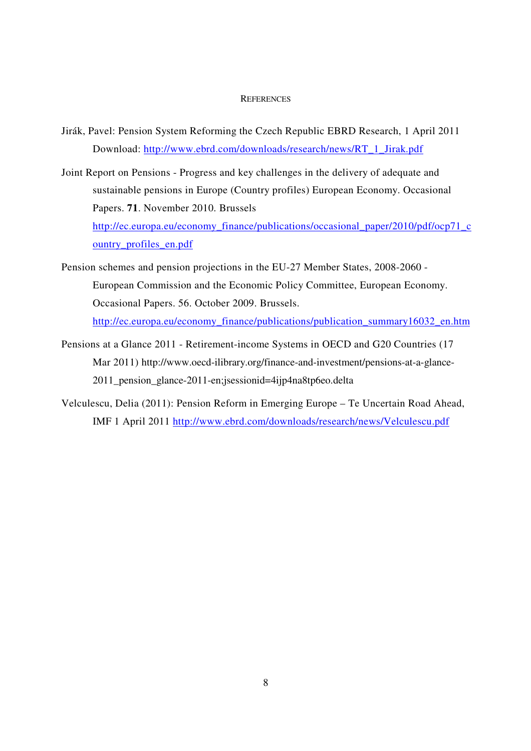## References

Jirák, Pavel: Pension System Reforming the Czech Republic EBRD Research, 1 April 2011 Download: http://www.ebrd.com/downloads/research/news/RT_1_Jirak.pdf

Joint Report on Pensions - Progress and key challenges in the delivery of adequate and sustainable pensions in Europe (Country profiles) European Economy. Occasional Papers. **71**. November 2010. Brussels http://ec.europa.eu/economy_finance/publications/occasional_paper/2010/pdf/ocp71_country_profiles_en.pdf

Pension schemes and pension projections in the EU-27 Member States, 2008-2060 - European Commission and the Economic Policy Committee, European Economy. Occasional Papers. 56. October 2009. Brussels. http://ec.europa.eu/economy_finance/publications/publication_summary16032_en.htm

Pensions at a Glance 2011 - Retirement-income Systems in OECD and G20 Countries (17 Mar 2011) http://www.oecd-ilibrary.org/finance-and-investment/pensions-at-a-glance-2011_pension_glance-2011-en;jsessionid=4ijp4na8tp6eo.delta

Velculescu, Delia (2011): Pension Reform in Emerging Europe – Te Uncertain Road Ahead, IMF 1 April 2011 http://www.ebrd.com/downloads/research/news/Velculescu.pdf